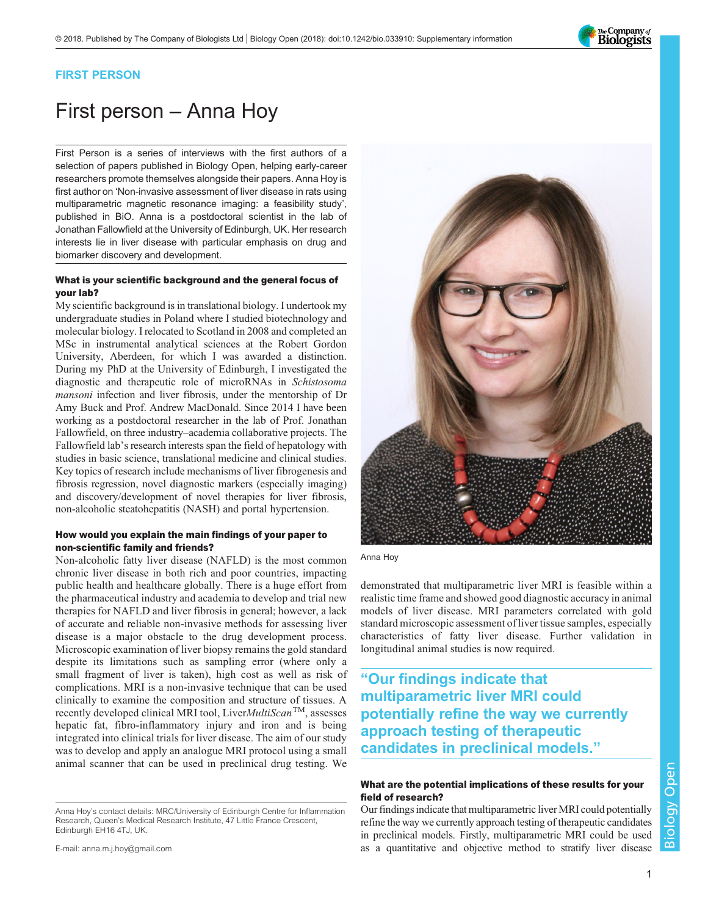FIRST PERSON

# First person – Anna Hoy

First Person is a series of interviews with the first authors of a selection of papers published in Biology Open, helping early-career researchers promote themselves alongside their papers. Anna Hoy is first author on 'Non-invasive assessment of liver disease in rats using multiparametric magnetic resonance imaging: a feasibility study', published in BiO. Anna is a postdoctoral scientist in the lab of Jonathan Fallowfield at the University of Edinburgh, UK. Her research interests lie in liver disease with particular emphasis on drug and biomarker discovery and development.

### What is your scientific background and the general focus of your lab?

My scientific background is in translational biology. I undertook my undergraduate studies in Poland where I studied biotechnology and molecular biology. I relocated to Scotland in 2008 and completed an MSc in instrumental analytical sciences at the Robert Gordon University, Aberdeen, for which I was awarded a distinction. During my PhD at the University of Edinburgh, I investigated the diagnostic and therapeutic role of microRNAs in *Schistosoma mansoni* infection and liver fibrosis, under the mentorship of Dr Amy Buck and Prof. Andrew MacDonald. Since 2014 I have been working as a postdoctoral researcher in the lab of Prof. Jonathan Fallowfield, on three industry–academia collaborative projects. The Fallowfield lab's research interests span the field of hepatology with studies in basic science, translational medicine and clinical studies. Key topics of research include mechanisms of liver fibrogenesis and fibrosis regression, novel diagnostic markers (especially imaging) and discovery/development of novel therapies for liver fibrosis, non-alcoholic steatohepatitis (NASH) and portal hypertension.

### How would you explain the main findings of your paper to non-scientific family and friends?

Non-alcoholic fatty liver disease (NAFLD) is the most common chronic liver disease in both rich and poor countries, impacting public health and healthcare globally. There is a huge effort from the pharmaceutical industry and academia to develop and trial new therapies for NAFLD and liver fibrosis in general; however, a lack of accurate and reliable non-invasive methods for assessing liver disease is a major obstacle to the drug development process. Microscopic examination of liver biopsy remains the gold standard despite its limitations such as sampling error (where only a small fragment of liver is taken), high cost as well as risk of complications. MRI is a non-invasive technique that can be used clinically to examine the composition and structure of tissues. A recently developed clinical MRI tool, Liver*MultiScan*™, assesses hepatic fat, fibro-inflammatory injury and iron and is being integrated into clinical trials for liver disease. The aim of our study was to develop and apply an analogue MRI protocol using a small animal scanner that can be used in preclinical drug testing. We demonstrated that multiparametric liver MRI is feasible within a realistic time frame and showed good diagnostic accuracy in animal models of liver disease. MRI parameters correlated with gold standard microscopic assessment of liver tissue samples, especially characteristics of fatty liver disease. Further validation in longitudinal animal studies is now required.

Anna Hoy

> "Our findings indicate that multiparametric liver MRI could potentially refine the way we currently approach testing of therapeutic candidates in preclinical models."

### What are the potential implications of these results for your field of research?

Our findings indicate that multiparametric liver MRI could potentially refine the way we currently approach testing of therapeutic candidates in preclinical models. Firstly, multiparametric MRI could be used as a quantitative and objective method to stratify liver disease

Anna Hoy's contact details: MRC/University of Edinburgh Centre for Inflammation Research, Queen's Medical Research Institute, 47 Little France Crescent, Edinburgh EH16 4TJ, UK.

E-mail: anna.m.j.hoy@gmail.com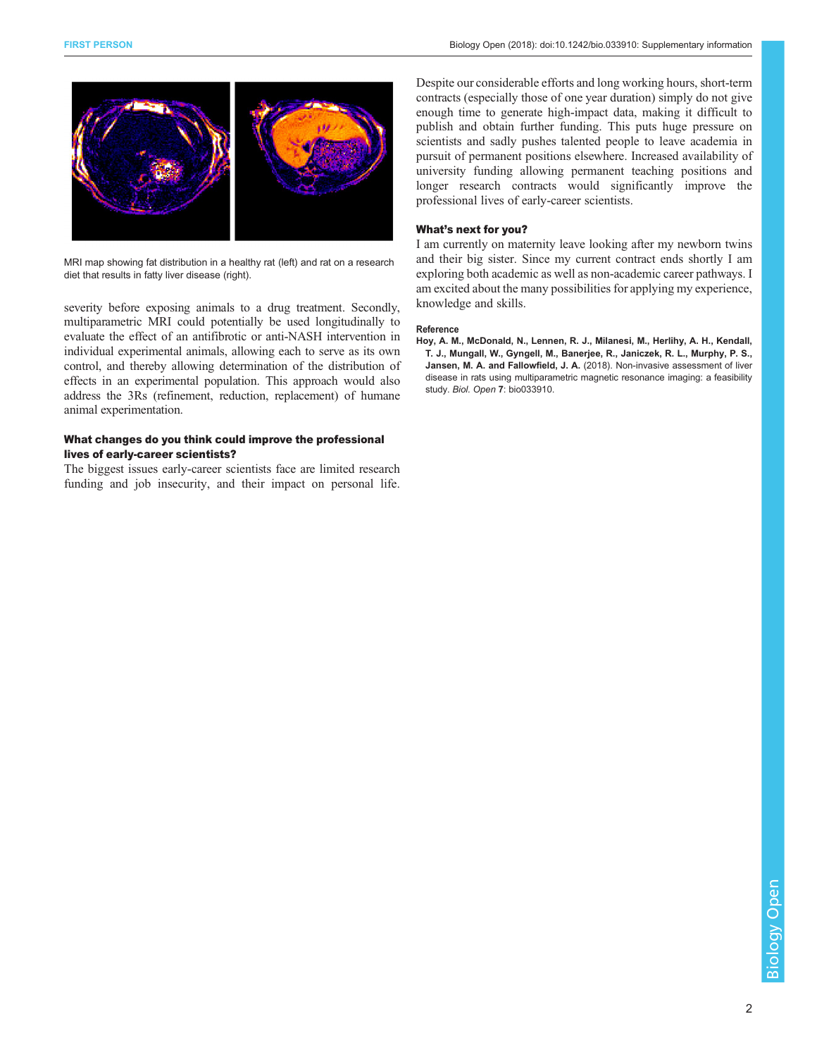MRI map showing fat distribution in a healthy rat (left) and rat on a research diet that results in fatty liver disease (right).

severity before exposing animals to a drug treatment. Secondly, multiparametric MRI could potentially be used longitudinally to evaluate the effect of an antifibrotic or anti-NASH intervention in individual experimental animals, allowing each to serve as its own control, and thereby allowing determination of the distribution of effects in an experimental population. This approach would also address the 3Rs (refinement, reduction, replacement) of humane animal experimentation.

### What changes do you think could improve the professional lives of early-career scientists?

The biggest issues early-career scientists face are limited research funding and job insecurity, and their impact on personal life. Despite our considerable efforts and long working hours, short-term contracts (especially those of one year duration) simply do not give enough time to generate high-impact data, making it difficult to publish and obtain further funding. This puts huge pressure on scientists and sadly pushes talented people to leave academia in pursuit of permanent positions elsewhere. Increased availability of university funding allowing permanent teaching positions and longer research contracts would significantly improve the professional lives of early-career scientists.

### What's next for you?

I am currently on maternity leave looking after my newborn twins and their big sister. Since my current contract ends shortly I am exploring both academic as well as non-academic career pathways. I am excited about the many possibilities for applying my experience, knowledge and skills.

#### Reference

**Hoy, A. M., McDonald, N., Lennen, R. J., Milanesi, M., Herlihy, A. H., Kendall, T. J., Mungall, W., Gyngell, M., Banerjee, R., Janiczek, R. L., Murphy, P. S., Jansen, M. A. and Fallowfield, J. A.** (2018). Non-invasive assessment of liver disease in rats using multiparametric magnetic resonance imaging: a feasibility study. *Biol. Open* **7**: bio033910.